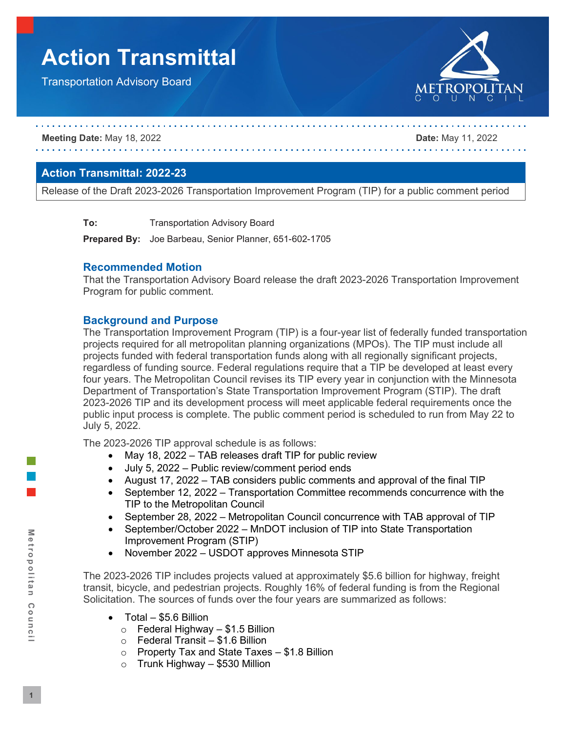# Action Transmittal

Transportation Advisory Board

**Meeting Date:** May 18, 2022 **Date:** May 11, 2022

## Action Transmittal: 2022-23

Release of the Draft 2023-2026 Transportation Improvement Program (TIP) for a public comment period

**To:** Transportation Advisory Board

**Prepared By:** Joe Barbeau, Senior Planner, 651-602-1705

### Recommended Motion

That the Transportation Advisory Board release the draft 2023-2026 Transportation Improvement Program for public comment.

### Background and Purpose

The Transportation Improvement Program (TIP) is a four-year list of federally funded transportation projects required for all metropolitan planning organizations (MPOs). The TIP must include all projects funded with federal transportation funds along with all regionally significant projects, regardless of funding source. Federal regulations require that a TIP be developed at least every four years. The Metropolitan Council revises its TIP every year in conjunction with the Minnesota Department of Transportation's State Transportation Improvement Program (STIP). The draft 2023-2026 TIP and its development process will meet applicable federal requirements once the public input process is complete. The public comment period is scheduled to run from May 22 to July 5, 2022.

The 2023-2026 TIP approval schedule is as follows:

- May 18, 2022 – TAB releases draft TIP for public review
- July 5, 2022 – Public review/comment period ends
- August 17, 2022 – TAB considers public comments and approval of the final TIP
- September 12, 2022 – Transportation Committee recommends concurrence with the TIP to the Metropolitan Council
- September 28, 2022 – Metropolitan Council concurrence with TAB approval of TIP
- September/October 2022 – MnDOT inclusion of TIP into State Transportation Improvement Program (STIP)
- November 2022 – USDOT approves Minnesota STIP

The 2023-2026 TIP includes projects valued at approximately $5.6 billion for highway, freight transit, bicycle, and pedestrian projects. Roughly 16% of federal funding is from the Regional Solicitation. The sources of funds over the four years are summarized as follows:

- Total – $5.6 Billion
  - Federal Highway – $1.5 Billion
  - Federal Transit – $1.6 Billion
  - Property Tax and State Taxes – $1.8 Billion
  - Trunk Highway – $530 Million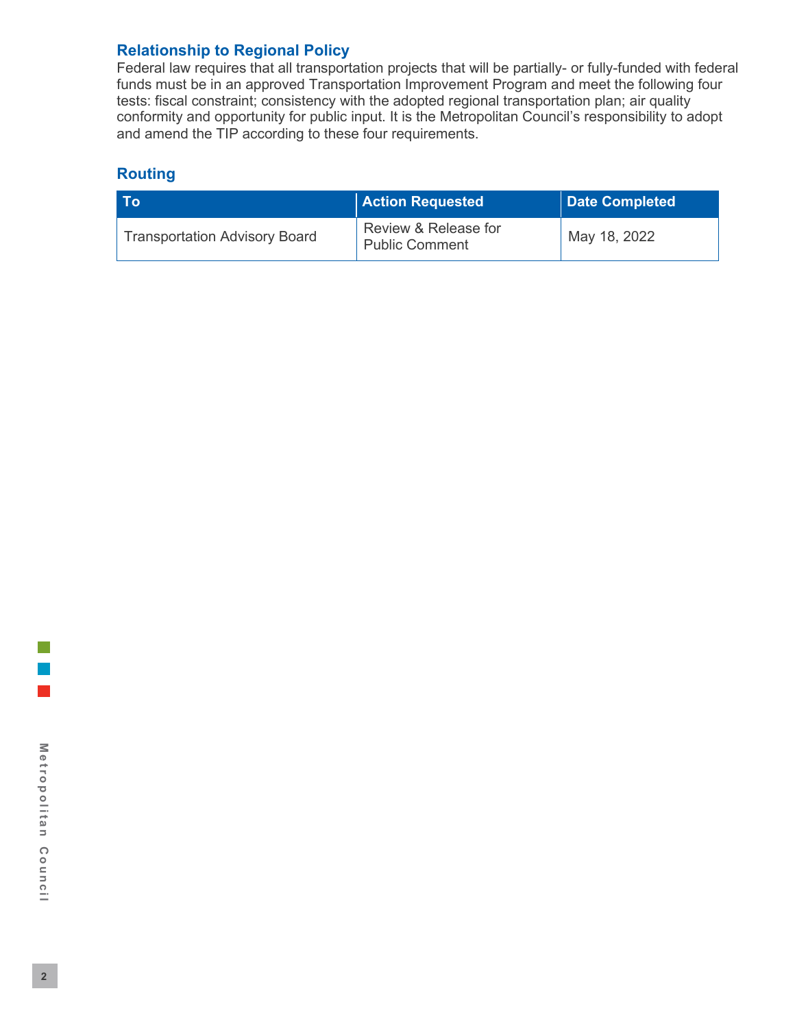## Relationship to Regional Policy

Federal law requires that all transportation projects that will be partially- or fully-funded with federal funds must be in an approved Transportation Improvement Program and meet the following four tests: fiscal constraint; consistency with the adopted regional transportation plan; air quality conformity and opportunity for public input. It is the Metropolitan Council's responsibility to adopt and amend the TIP according to these four requirements.

## Routing

| To | Action Requested | Date Completed |
|---|---|---|
| Transportation Advisory Board | Review & Release for Public Comment | May 18, 2022 |